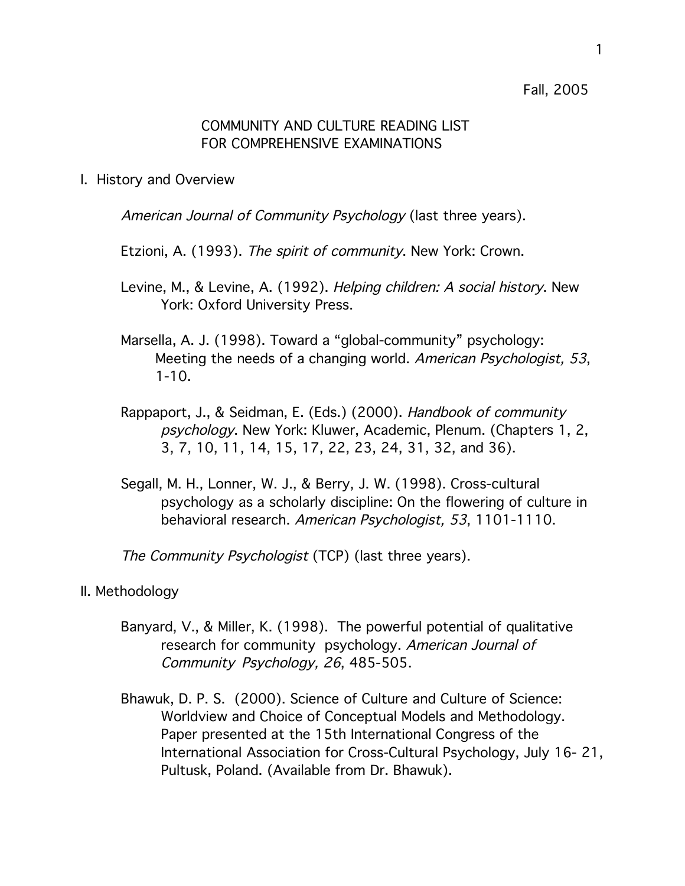Fall, 2005

# COMMUNITY AND CULTURE READING LIST FOR COMPREHENSIVE EXAMINATIONS

## I. History and Overview

*American Journal of Community Psychology* (last three years).

Etzioni, A. (1993). *The spirit of community*. New York: Crown.

Levine, M., & Levine, A. (1992). *Helping children: A social history*. New York: Oxford University Press.

Marsella, A. J. (1998). Toward a "global-community" psychology: Meeting the needs of a changing world. *American Psychologist, 53*, 1-10.

Rappaport, J., & Seidman, E. (Eds.) (2000). *Handbook of community psychology*. New York: Kluwer, Academic, Plenum. (Chapters 1, 2, 3, 7, 10, 11, 14, 15, 17, 22, 23, 24, 31, 32, and 36).

Segall, M. H., Lonner, W. J., & Berry, J. W. (1998). Cross-cultural psychology as a scholarly discipline: On the flowering of culture in behavioral research. *American Psychologist, 53*, 1101-1110.

*The Community Psychologist* (TCP) (last three years).

## II. Methodology

Banyard, V., & Miller, K. (1998). The powerful potential of qualitative research for community psychology. *American Journal of Community Psychology, 26*, 485-505.

Bhawuk, D. P. S. (2000). Science of Culture and Culture of Science: Worldview and Choice of Conceptual Models and Methodology. Paper presented at the 15th International Congress of the International Association for Cross-Cultural Psychology, July 16- 21, Pultusk, Poland. (Available from Dr. Bhawuk).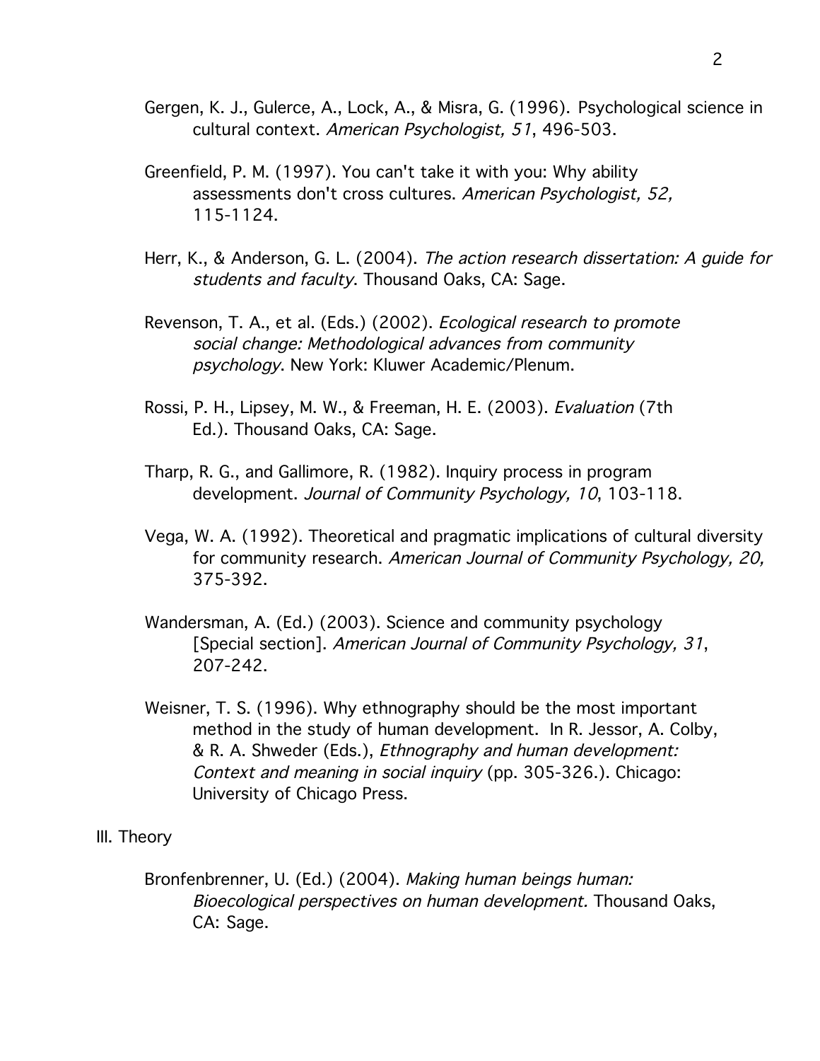Gergen, K. J., Gulerce, A., Lock, A., & Misra, G. (1996). Psychological science in cultural context. *American Psychologist, 51*, 496-503.

Greenfield, P. M. (1997). You can't take it with you: Why ability assessments don't cross cultures. *American Psychologist, 52,* 115-1124.

Herr, K., & Anderson, G. L. (2004). *The action research dissertation: A guide for students and faculty*. Thousand Oaks, CA: Sage.

Revenson, T. A., et al. (Eds.) (2002). *Ecological research to promote social change: Methodological advances from community psychology*. New York: Kluwer Academic/Plenum.

Rossi, P. H., Lipsey, M. W., & Freeman, H. E. (2003). *Evaluation* (7th Ed.). Thousand Oaks, CA: Sage.

Tharp, R. G., and Gallimore, R. (1982). Inquiry process in program development. *Journal of Community Psychology, 10*, 103-118.

Vega, W. A. (1992). Theoretical and pragmatic implications of cultural diversity for community research. *American Journal of Community Psychology, 20,* 375-392.

Wandersman, A. (Ed.) (2003). Science and community psychology [Special section]. *American Journal of Community Psychology, 31*, 207-242.

Weisner, T. S. (1996). Why ethnography should be the most important method in the study of human development. In R. Jessor, A. Colby, & R. A. Shweder (Eds.), *Ethnography and human development: Context and meaning in social inquiry* (pp. 305-326.). Chicago: University of Chicago Press.

III. Theory

Bronfenbrenner, U. (Ed.) (2004). *Making human beings human: Bioecological perspectives on human development.* Thousand Oaks, CA: Sage.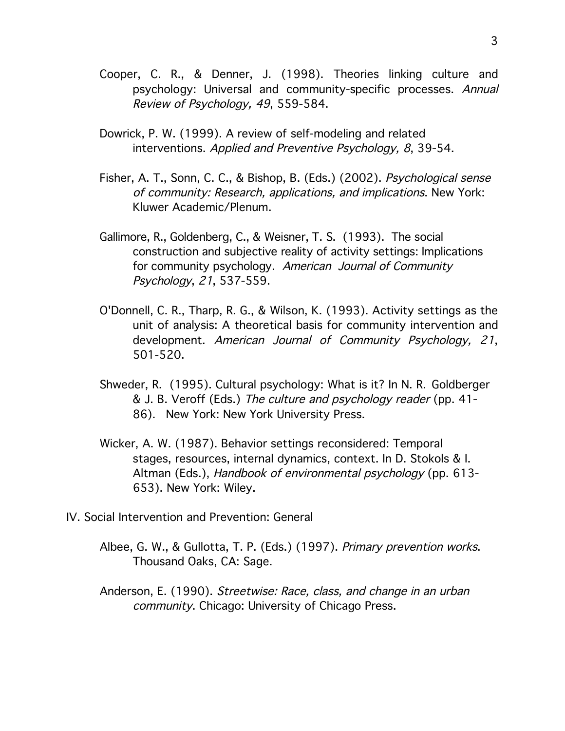Cooper, C. R., & Denner, J. (1998). Theories linking culture and psychology: Universal and community-specific processes. *Annual Review of Psychology, 49*, 559-584.

Dowrick, P. W. (1999). A review of self-modeling and related interventions. *Applied and Preventive Psychology, 8*, 39-54.

Fisher, A. T., Sonn, C. C., & Bishop, B. (Eds.) (2002). *Psychological sense of community: Research, applications, and implications*. New York: Kluwer Academic/Plenum.

Gallimore, R., Goldenberg, C., & Weisner, T. S. (1993). The social construction and subjective reality of activity settings: Implications for community psychology. *American Journal of Community Psychology*, *21*, 537-559.

O'Donnell, C. R., Tharp, R. G., & Wilson, K. (1993). Activity settings as the unit of analysis: A theoretical basis for community intervention and development. *American Journal of Community Psychology, 21*, 501-520.

Shweder, R. (1995). Cultural psychology: What is it? In N. R. Goldberger & J. B. Veroff (Eds.) *The culture and psychology reader* (pp. 41-86). New York: New York University Press.

Wicker, A. W. (1987). Behavior settings reconsidered: Temporal stages, resources, internal dynamics, context. In D. Stokols & I. Altman (Eds.), *Handbook of environmental psychology* (pp. 613-653). New York: Wiley.

## IV. Social Intervention and Prevention: General

Albee, G. W., & Gullotta, T. P. (Eds.) (1997). *Primary prevention works*. Thousand Oaks, CA: Sage.

Anderson, E. (1990). *Streetwise: Race, class, and change in an urban community*. Chicago: University of Chicago Press.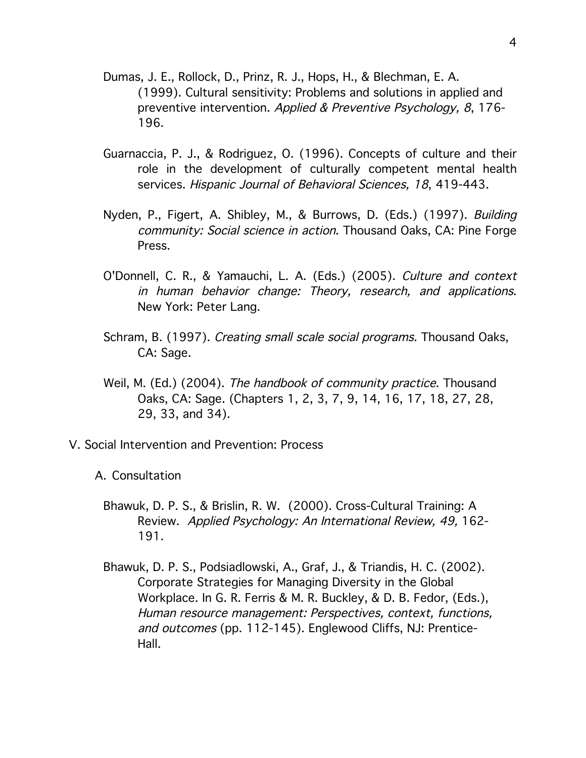Dumas, J. E., Rollock, D., Prinz, R. J., Hops, H., & Blechman, E. A. (1999). Cultural sensitivity: Problems and solutions in applied and preventive intervention. *Applied & Preventive Psychology, 8*, 176-196.

Guarnaccia, P. J., & Rodriguez, O. (1996). Concepts of culture and their role in the development of culturally competent mental health services. *Hispanic Journal of Behavioral Sciences, 18*, 419-443.

Nyden, P., Figert, A. Shibley, M., & Burrows, D. (Eds.) (1997). *Building community: Social science in action*. Thousand Oaks, CA: Pine Forge Press.

O'Donnell, C. R., & Yamauchi, L. A. (Eds.) (2005). *Culture and context in human behavior change: Theory, research, and applications*. New York: Peter Lang.

Schram, B. (1997). *Creating small scale social programs*. Thousand Oaks, CA: Sage.

Weil, M. (Ed.) (2004). *The handbook of community practice*. Thousand Oaks, CA: Sage. (Chapters 1, 2, 3, 7, 9, 14, 16, 17, 18, 27, 28, 29, 33, and 34).

## V. Social Intervention and Prevention: Process

### A. Consultation

Bhawuk, D. P. S., & Brislin, R. W. (2000). Cross-Cultural Training: A Review. *Applied Psychology: An International Review, 49,* 162-191.

Bhawuk, D. P. S., Podsiadlowski, A., Graf, J., & Triandis, H. C. (2002). Corporate Strategies for Managing Diversity in the Global Workplace. In G. R. Ferris & M. R. Buckley, & D. B. Fedor, (Eds.), *Human resource management: Perspectives, context, functions, and outcomes* (pp. 112-145). Englewood Cliffs, NJ: Prentice-Hall.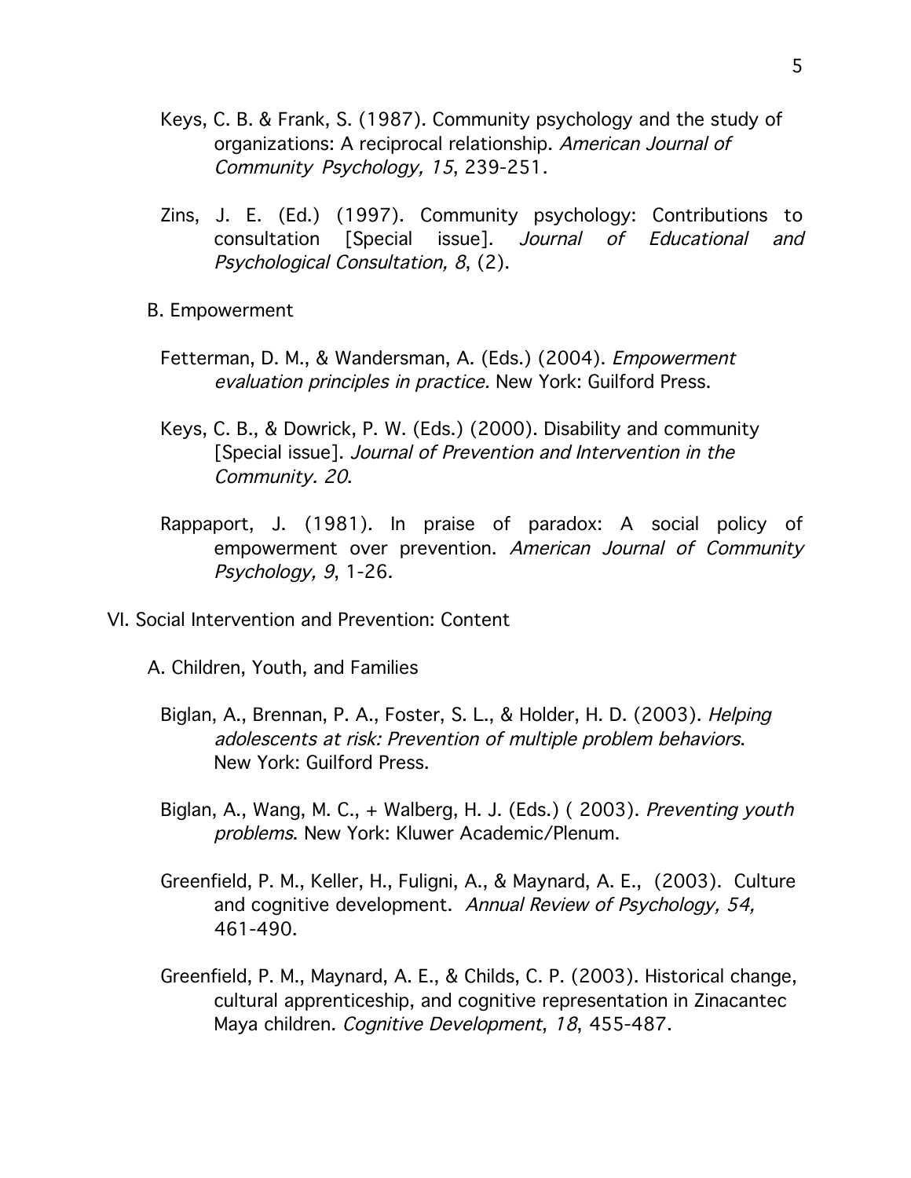Keys, C. B. & Frank, S. (1987). Community psychology and the study of organizations: A reciprocal relationship. *American Journal of Community Psychology, 15*, 239-251.

Zins, J. E. (Ed.) (1997). Community psychology: Contributions to consultation [Special issue]. *Journal of Educational and Psychological Consultation, 8*, (2).

B. Empowerment

Fetterman, D. M., & Wandersman, A. (Eds.) (2004). *Empowerment evaluation principles in practice.* New York: Guilford Press.

Keys, C. B., & Dowrick, P. W. (Eds.) (2000). Disability and community [Special issue]. *Journal of Prevention and Intervention in the Community. 20*.

Rappaport, J. (1981). In praise of paradox: A social policy of empowerment over prevention. *American Journal of Community Psychology, 9*, 1-26.

VI. Social Intervention and Prevention: Content

A. Children, Youth, and Families

Biglan, A., Brennan, P. A., Foster, S. L., & Holder, H. D. (2003). *Helping adolescents at risk: Prevention of multiple problem behaviors*. New York: Guilford Press.

Biglan, A., Wang, M. C., + Walberg, H. J. (Eds.) ( 2003). *Preventing youth problems*. New York: Kluwer Academic/Plenum.

Greenfield, P. M., Keller, H., Fuligni, A., & Maynard, A. E., (2003). Culture and cognitive development. *Annual Review of Psychology, 54,* 461-490.

Greenfield, P. M., Maynard, A. E., & Childs, C. P. (2003). Historical change, cultural apprenticeship, and cognitive representation in Zinacantec Maya children. *Cognitive Development*, *18*, 455-487.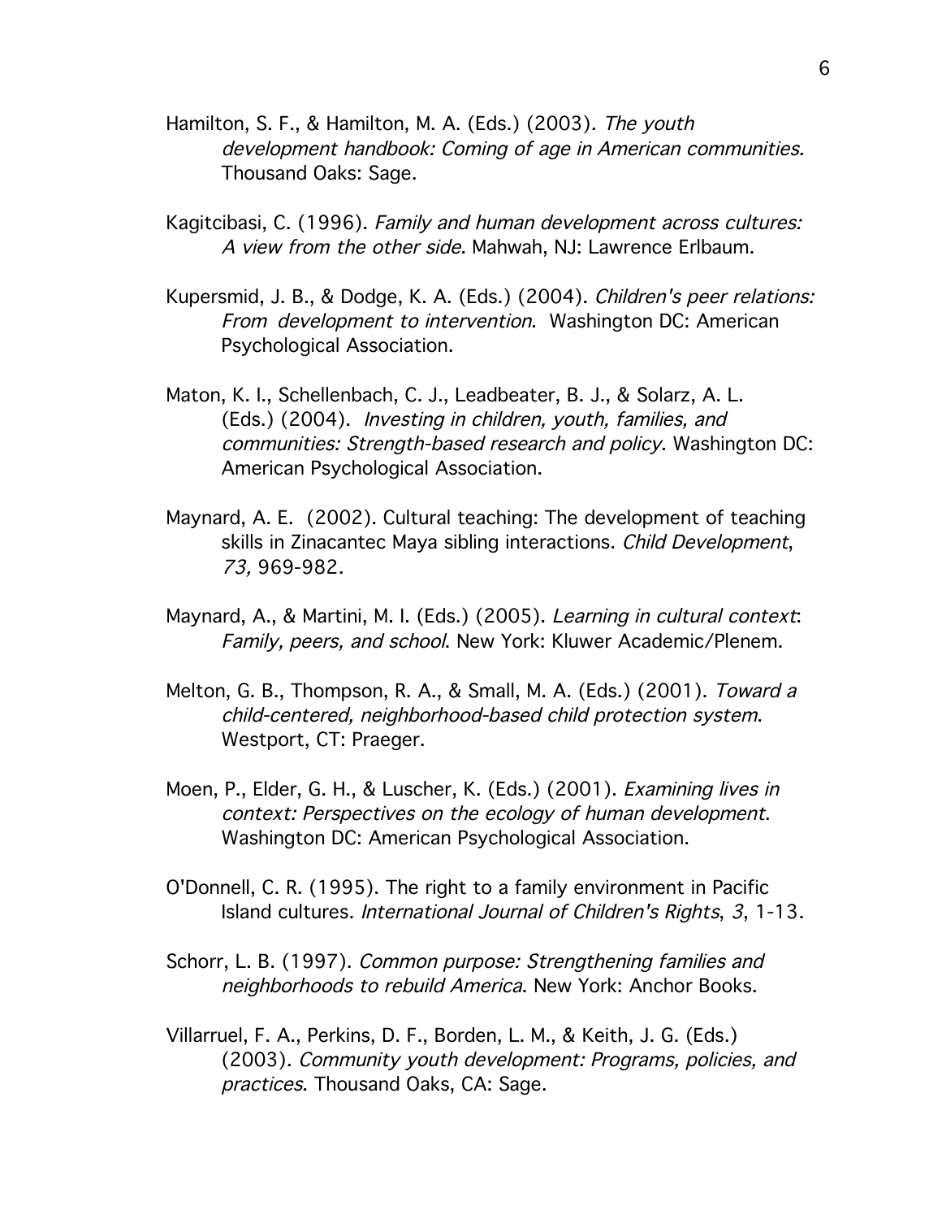Hamilton, S. F., & Hamilton, M. A. (Eds.) (2003). *The youth development handbook: Coming of age in American communities.* Thousand Oaks: Sage.

Kagitcibasi, C. (1996). *Family and human development across cultures: A view from the other side*. Mahwah, NJ: Lawrence Erlbaum.

Kupersmid, J. B., & Dodge, K. A. (Eds.) (2004). *Children's peer relations: From development to intervention*. Washington DC: American Psychological Association.

Maton, K. I., Schellenbach, C. J., Leadbeater, B. J., & Solarz, A. L. (Eds.) (2004). *Investing in children, youth, families, and communities: Strength-based research and policy*. Washington DC: American Psychological Association.

Maynard, A. E. (2002). Cultural teaching: The development of teaching skills in Zinacantec Maya sibling interactions. *Child Development*, *73,* 969-982.

Maynard, A., & Martini, M. I. (Eds.) (2005). *Learning in cultural context*: *Family, peers, and school*. New York: Kluwer Academic/Plenem.

Melton, G. B., Thompson, R. A., & Small, M. A. (Eds.) (2001). *Toward a child-centered, neighborhood-based child protection system*. Westport, CT: Praeger.

Moen, P., Elder, G. H., & Luscher, K. (Eds.) (2001). *Examining lives in context: Perspectives on the ecology of human development*. Washington DC: American Psychological Association.

O'Donnell, C. R. (1995). The right to a family environment in Pacific Island cultures. *International Journal of Children's Rights*, *3*, 1-13.

Schorr, L. B. (1997). *Common purpose: Strengthening families and neighborhoods to rebuild America*. New York: Anchor Books.

Villarruel, F. A., Perkins, D. F., Borden, L. M., & Keith, J. G. (Eds.) (2003). *Community youth development: Programs, policies, and practices*. Thousand Oaks, CA: Sage.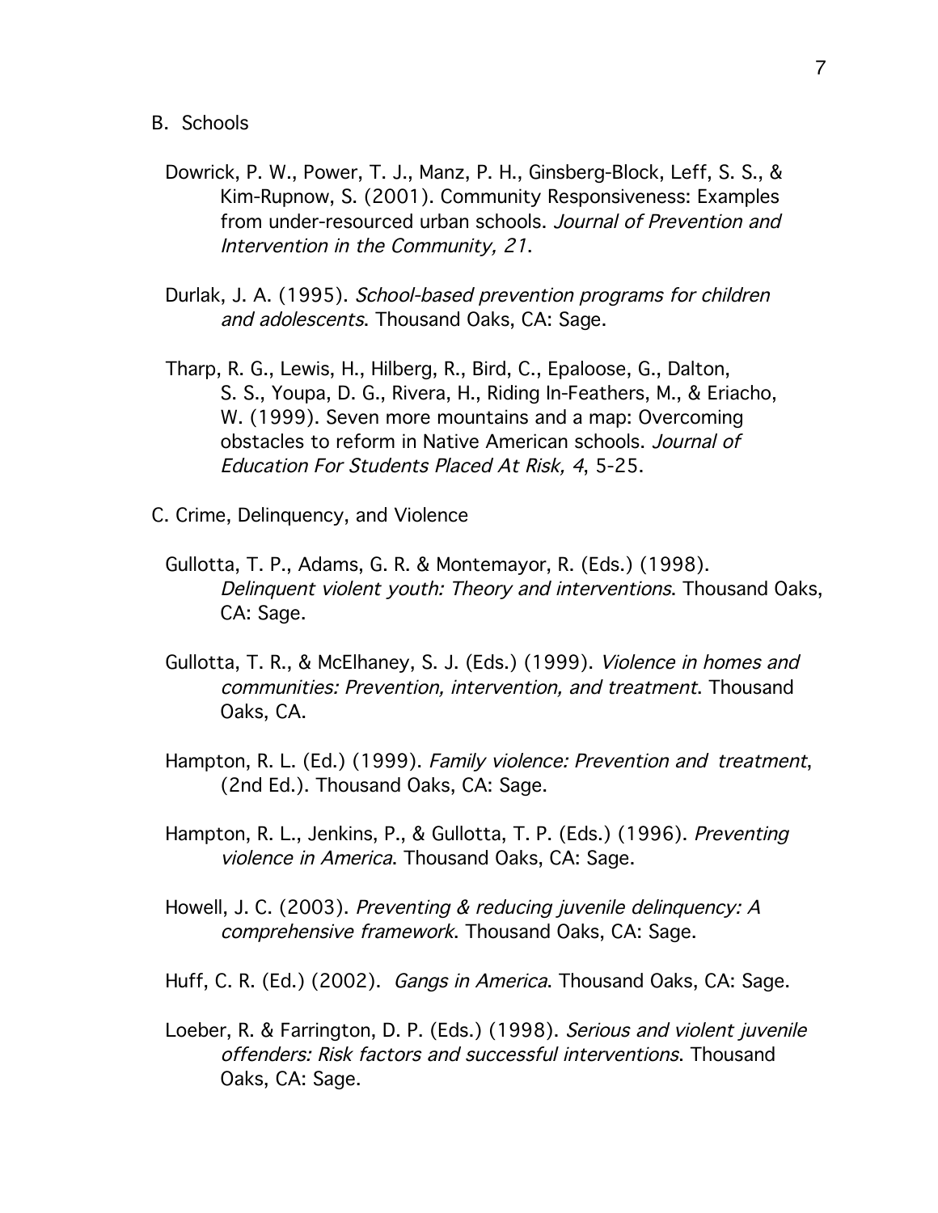B. Schools

Dowrick, P. W., Power, T. J., Manz, P. H., Ginsberg-Block, Leff, S. S., & Kim-Rupnow, S. (2001). Community Responsiveness: Examples from under-resourced urban schools. *Journal of Prevention and Intervention in the Community, 21*.

Durlak, J. A. (1995). *School-based prevention programs for children and adolescents*. Thousand Oaks, CA: Sage.

Tharp, R. G., Lewis, H., Hilberg, R., Bird, C., Epaloose, G., Dalton, S. S., Youpa, D. G., Rivera, H., Riding In-Feathers, M., & Eriacho, W. (1999). Seven more mountains and a map: Overcoming obstacles to reform in Native American schools. *Journal of Education For Students Placed At Risk, 4*, 5-25.

C. Crime, Delinquency, and Violence

Gullotta, T. P., Adams, G. R. & Montemayor, R. (Eds.) (1998). *Delinquent violent youth: Theory and interventions*. Thousand Oaks, CA: Sage.

Gullotta, T. R., & McElhaney, S. J. (Eds.) (1999). *Violence in homes and communities: Prevention, intervention, and treatment*. Thousand Oaks, CA.

Hampton, R. L. (Ed.) (1999). *Family violence: Prevention and treatment*, (2nd Ed.). Thousand Oaks, CA: Sage.

Hampton, R. L., Jenkins, P., & Gullotta, T. P. (Eds.) (1996). *Preventing violence in America*. Thousand Oaks, CA: Sage.

Howell, J. C. (2003). *Preventing & reducing juvenile delinquency: A comprehensive framework*. Thousand Oaks, CA: Sage.

Huff, C. R. (Ed.) (2002). *Gangs in America*. Thousand Oaks, CA: Sage.

Loeber, R. & Farrington, D. P. (Eds.) (1998). *Serious and violent juvenile offenders: Risk factors and successful interventions*. Thousand Oaks, CA: Sage.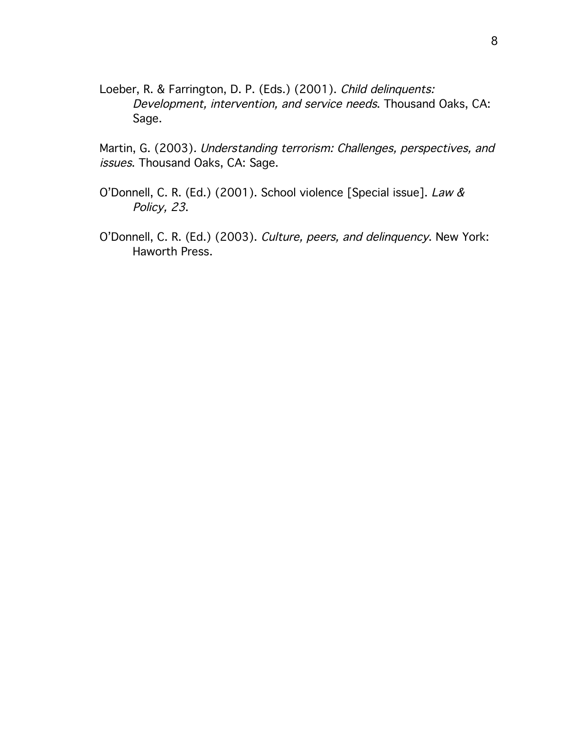Loeber, R. & Farrington, D. P. (Eds.) (2001). *Child delinquents: Development, intervention, and service needs*. Thousand Oaks, CA: Sage.

Martin, G. (2003)*. Understanding terrorism: Challenges, perspectives, and issues*. Thousand Oaks, CA: Sage.

O'Donnell, C. R. (Ed.) (2001). School violence [Special issue]. *Law & Policy, 23*.

O'Donnell, C. R. (Ed.) (2003). *Culture, peers, and delinquency*. New York: Haworth Press.